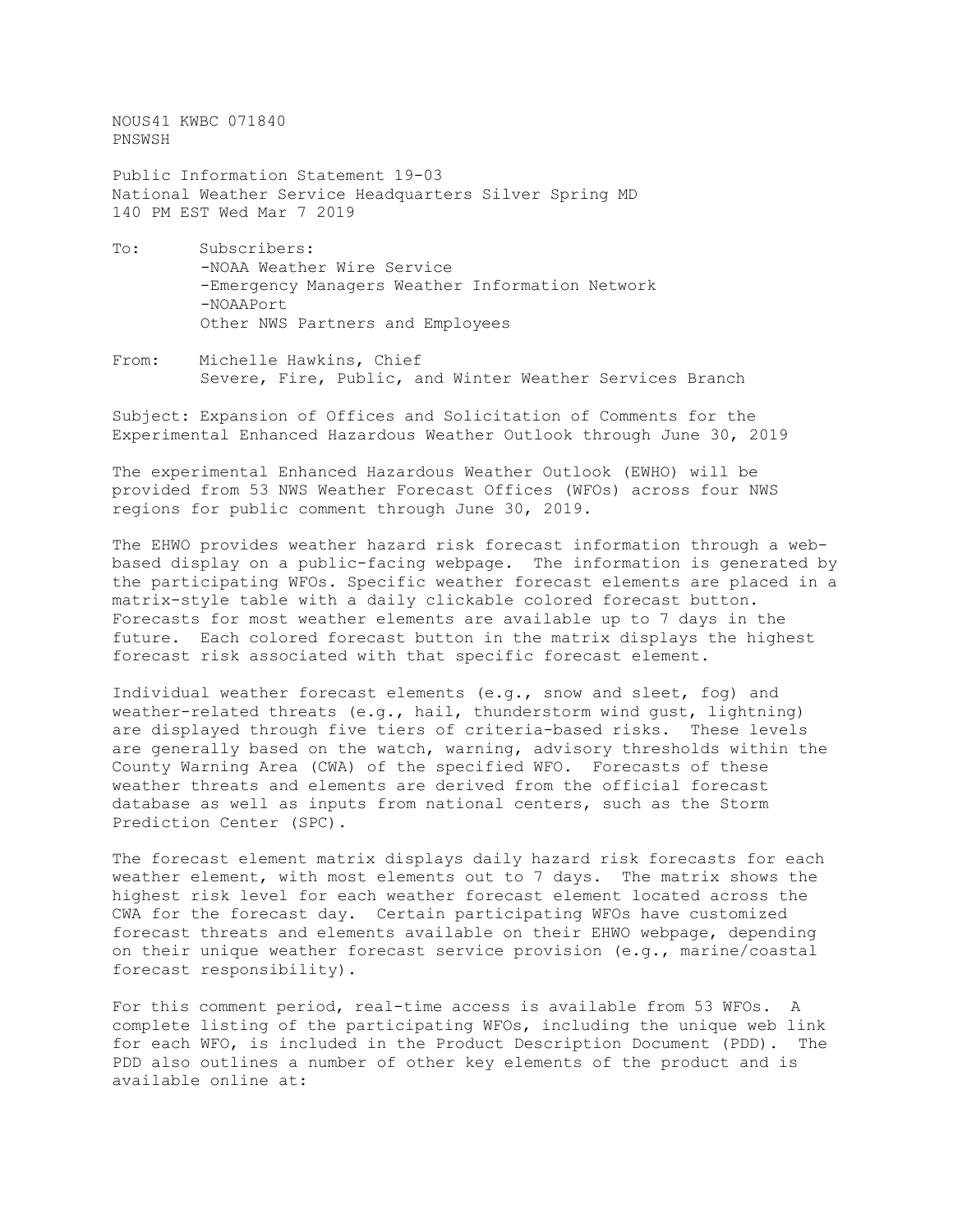NOUS41 KWBC 071840
PNSWSH

Public Information Statement 19-03
National Weather Service Headquarters Silver Spring MD
140 PM EST Wed Mar 7 2019

To: Subscribers:
-NOAA Weather Wire Service
-Emergency Managers Weather Information Network
-NOAAPort
Other NWS Partners and Employees

From: Michelle Hawkins, Chief
Severe, Fire, Public, and Winter Weather Services Branch

Subject: Expansion of Offices and Solicitation of Comments for the Experimental Enhanced Hazardous Weather Outlook through June 30, 2019

The experimental Enhanced Hazardous Weather Outlook (EWHO) will be provided from 53 NWS Weather Forecast Offices (WFOs) across four NWS regions for public comment through June 30, 2019.

The EHWO provides weather hazard risk forecast information through a web-based display on a public-facing webpage. The information is generated by the participating WFOs. Specific weather forecast elements are placed in a matrix-style table with a daily clickable colored forecast button. Forecasts for most weather elements are available up to 7 days in the future. Each colored forecast button in the matrix displays the highest forecast risk associated with that specific forecast element.

Individual weather forecast elements (e.g., snow and sleet, fog) and weather-related threats (e.g., hail, thunderstorm wind gust, lightning) are displayed through five tiers of criteria-based risks. These levels are generally based on the watch, warning, advisory thresholds within the County Warning Area (CWA) of the specified WFO. Forecasts of these weather threats and elements are derived from the official forecast database as well as inputs from national centers, such as the Storm Prediction Center (SPC).

The forecast element matrix displays daily hazard risk forecasts for each weather element, with most elements out to 7 days. The matrix shows the highest risk level for each weather forecast element located across the CWA for the forecast day. Certain participating WFOs have customized forecast threats and elements available on their EHWO webpage, depending on their unique weather forecast service provision (e.g., marine/coastal forecast responsibility).

For this comment period, real-time access is available from 53 WFOs. A complete listing of the participating WFOs, including the unique web link for each WFO, is included in the Product Description Document (PDD). The PDD also outlines a number of other key elements of the product and is available online at: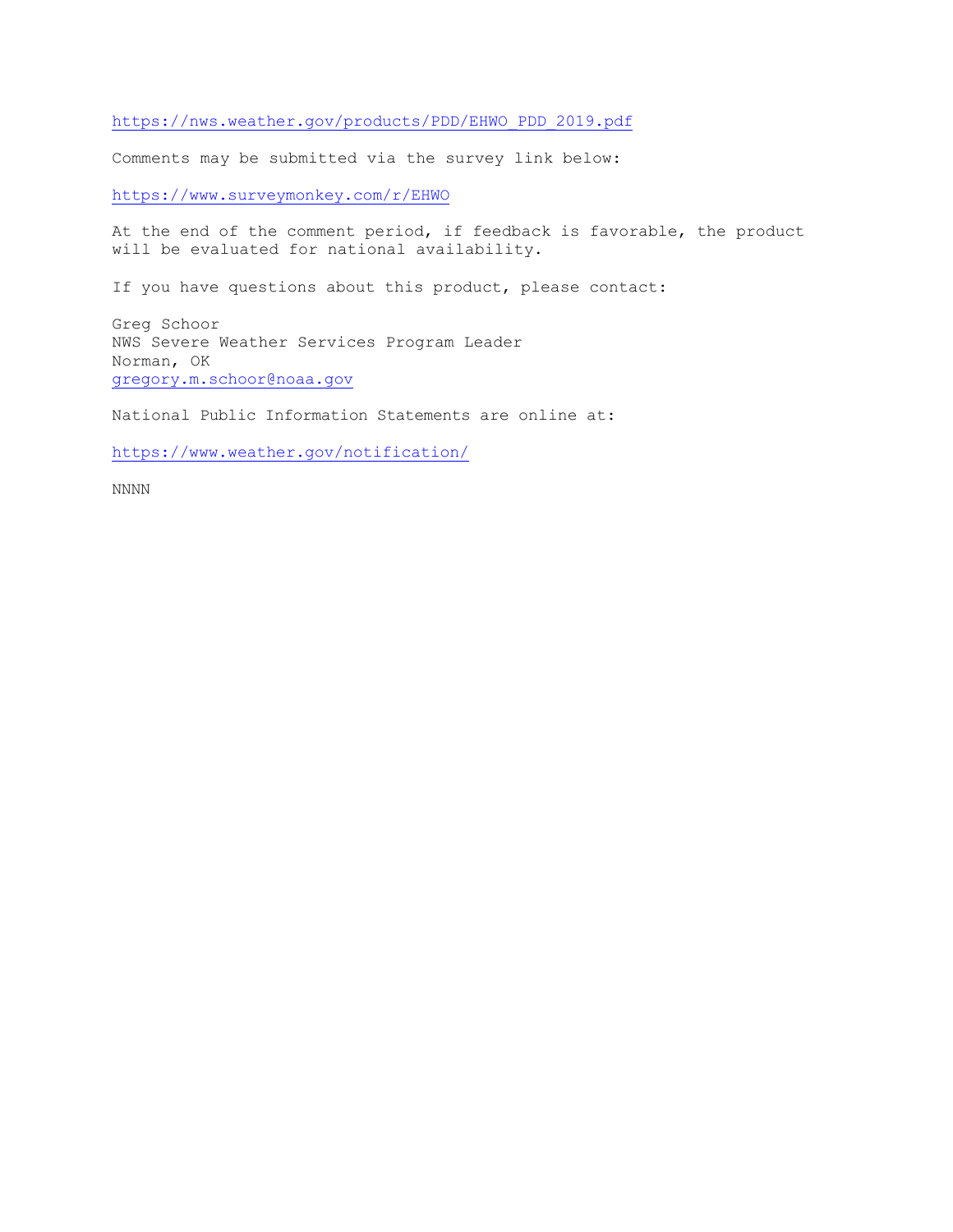https://nws.weather.gov/products/PDD/EHWO_PDD_2019.pdf

Comments may be submitted via the survey link below:

https://www.surveymonkey.com/r/EHWO

At the end of the comment period, if feedback is favorable, the product will be evaluated for national availability.

If you have questions about this product, please contact:

Greg Schoor
NWS Severe Weather Services Program Leader
Norman, OK
gregory.m.schoor@noaa.gov

National Public Information Statements are online at:

https://www.weather.gov/notification/

NNNN